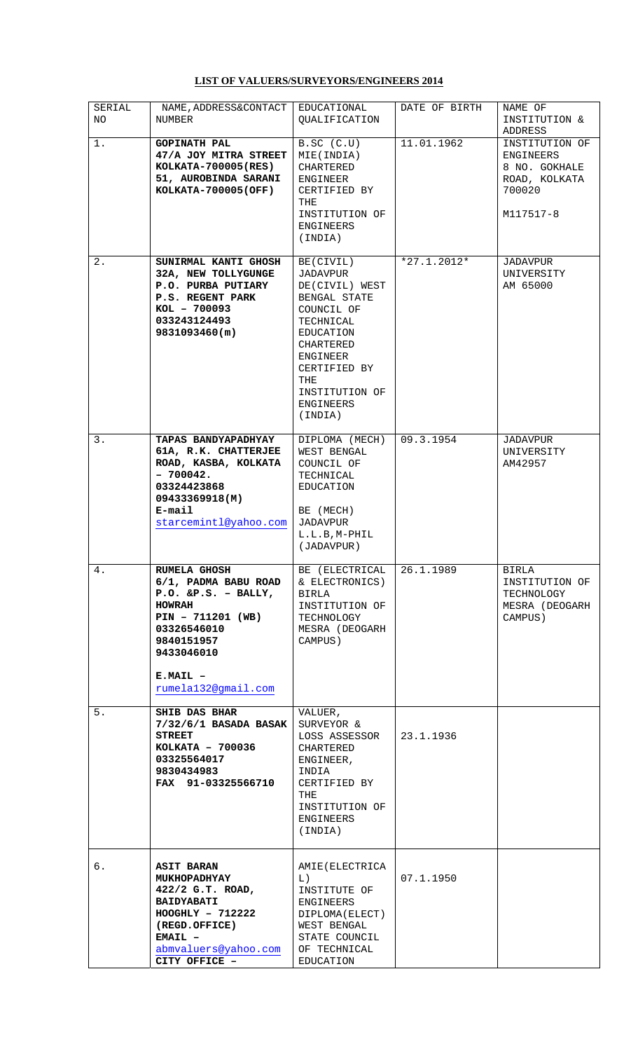## LIST OF VALUERS/SURVEYORS/ENGINEERS 2014

| SERIAL NO | NAME, ADDRESS&CONTACT NUMBER | EDUCATIONAL QUALIFICATION | DATE OF BIRTH | NAME OF INSTITUTION & ADDRESS |
|---|---|---|---|---|
| 1. | **GOPINATH PAL**<br>**47/A JOY MITRA STREET**<br>**KOLKATA-700005(RES)**<br>**51, AUROBINDA SARANI**<br>**KOLKATA-700005(OFF)** | B.SC (C.U)<br>MIE(INDIA)<br>CHARTERED ENGINEER CERTIFIED BY THE INSTITUTION OF ENGINEERS (INDIA) | 11.01.1962 | INSTITUTION OF ENGINEERS<br>8 NO. GOKHALE ROAD, KOLKATA 700020<br><br>M117517-8 |
| 2. | **SUNIRMAL KANTI GHOSH**<br>**32A, NEW TOLLYGUNGE**<br>**P.O. PURBA PUTIARY**<br>**P.S. REGENT PARK**<br>**KOL – 700093**<br>**033243124493**<br>**9831093460(m)** | BE(CIVIL)<br>JADAVPUR<br>DE(CIVIL) WEST BENGAL STATE COUNCIL OF TECHNICAL EDUCATION<br>CHARTERED ENGINEER CERTIFIED BY THE INSTITUTION OF ENGINEERS (INDIA) | *27.1.2012* | JADAVPUR UNIVERSITY<br>AM 65000 |
| 3. | **TAPAS BANDYAPADHYAY**<br>**61A, R.K. CHATTERJEE ROAD, KASBA, KOLKATA – 700042.**<br>**03324423868**<br>**09433369918(M)**<br>**E-mail**<br>starcemintl@yahoo.com | DIPLOMA (MECH) WEST BENGAL COUNCIL OF TECHNICAL EDUCATION<br><br>BE (MECH)<br>JADAVPUR<br>L.L.B, M-PHIL (JADAVPUR) | 09.3.1954 | JADAVPUR UNIVERSITY<br>AM42957 |
| 4. | **RUMELA GHOSH**<br>**6/1, PADMA BABU ROAD**<br>**P.O. &P.S. – BALLY, HOWRAH**<br>**PIN – 711201 (WB)**<br>**03326546010**<br>**9840151957**<br>**9433046010**<br><br>**E.MAIL –**<br>rumela132@gmail.com | BE (ELECTRICAL & ELECTRONICS)<br>BIRLA INSTITUTION OF TECHNOLOGY MESRA (DEOGARH CAMPUS) | 26.1.1989 | BIRLA INSTITUTION OF TECHNOLOGY MESRA (DEOGARH CAMPUS) |
| 5. | **SHIB DAS BHAR**<br>**7/32/6/1 BASADA BASAK STREET**<br>**KOLKATA – 700036**<br>**03325564017**<br>**9830434983**<br>**FAX 91-03325566710** | VALUER, SURVEYOR & LOSS ASSESSOR<br>CHARTERED ENGINEER, INDIA CERTIFIED BY THE INSTITUTION OF ENGINEERS (INDIA) | 23.1.1936 | |
| 6. | **ASIT BARAN MUKHOPADHYAY**<br>**422/2 G.T. ROAD, BAIDYABATI**<br>**HOOGHLY – 712222**<br>**(REGD.OFFICE)**<br>**EMAIL –**<br>abmvaluers@yahoo.com<br>**CITY OFFICE –** | AMIE(ELECTRICAL)<br>INSTITUTE OF ENGINEERS<br>DIPLOMA(ELECT) WEST BENGAL STATE COUNCIL OF TECHNICAL EDUCATION | 07.1.1950 | |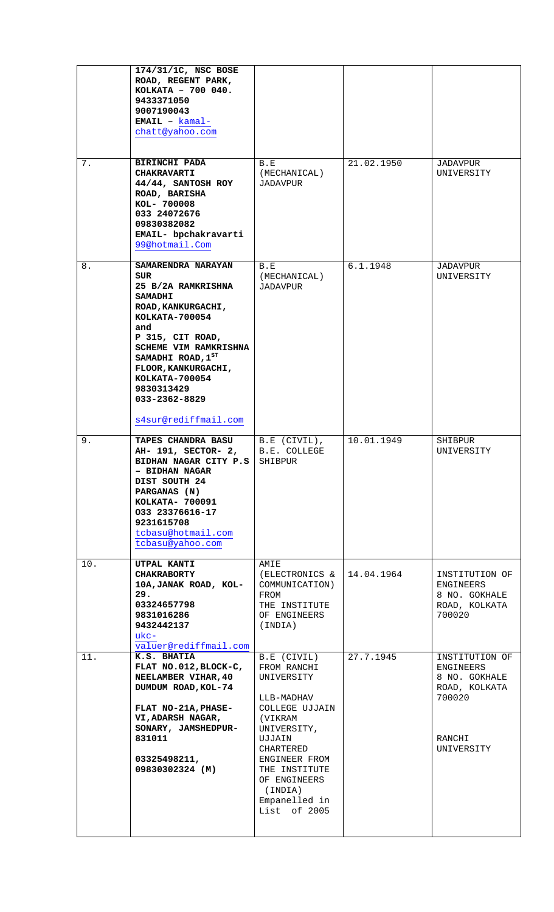| | | | | |
|---|---|---|---|---|
| | **174/31/1C, NSC BOSE ROAD, REGENT PARK, KOLKATA – 700 040.** **9433371050** **9007190043** **EMAIL – kamal-chatt@yahoo.com** | | | |
| 7. | **BIRINCHI PADA CHAKRAVARTI** **44/44, SANTOSH ROY ROAD, BARISHA** **KOL- 700008** **033 24072676** **09830382082** **EMAIL- bpchakravarti 99@hotmail.Com** | B.E (MECHANICAL) JADAVPUR | 21.02.1950 | JADAVPUR UNIVERSITY |
| 8. | **SAMARENDRA NARAYAN SUR** **25 B/2A RAMKRISHNA SAMADHI ROAD,KANKURGACHI, KOLKATA-700054** **and** **P 315, CIT ROAD, SCHEME VIM RAMKRISHNA SAMADHI ROAD,1ST FLOOR,KANKURGACHI, KOLKATA-700054** **9830313429** **033-2362-8829** s4sur@rediffmail.com | B.E (MECHANICAL) JADAVPUR | 6.1.1948 | JADAVPUR UNIVERSITY |
| 9. | **TAPES CHANDRA BASU** **AH- 191, SECTOR- 2, BIDHAN NAGAR CITY P.S – BIDHAN NAGAR** **DIST SOUTH 24 PARGANAS (N)** **KOLKATA- 700091** **033 23376616-17** **9231615708** tcbasu@hotmail.com tcbasu@yahoo.com | B.E (CIVIL), B.E. COLLEGE SHIBPUR | 10.01.1949 | SHIBPUR UNIVERSITY |
| 10. | **UTPAL KANTI CHAKRABORTY** **10A,JANAK ROAD, KOL-29.** **03324657798** **9831016286** **9432442137** ukc-valuer@rediffmail.com | AMIE (ELECTRONICS & COMMUNICATION) FROM THE INSTITUTE OF ENGINEERS (INDIA) | 14.04.1964 | INSTITUTION OF ENGINEERS 8 NO. GOKHALE ROAD, KOLKATA 700020 |
| 11. | **K.S. BHATIA** **FLAT NO.012,BLOCK-C, NEELAMBER VIHAR,40 DUMDUM ROAD,KOL-74** **FLAT NO-21A,PHASE-VI,ADARSH NAGAR, SONARY, JAMSHEDPUR-831011** **03325498211, 09830302324 (M)** | B.E (CIVIL) FROM RANCHI UNIVERSITY LLB-MADHAV COLLEGE UJJAIN (VIKRAM UNIVERSITY, UJJAIN CHARTERED ENGINEER FROM THE INSTITUTE OF ENGINEERS (INDIA) Empanelled in List of 2005 | 27.7.1945 | INSTITUTION OF ENGINEERS 8 NO. GOKHALE ROAD, KOLKATA 700020 RANCHI UNIVERSITY |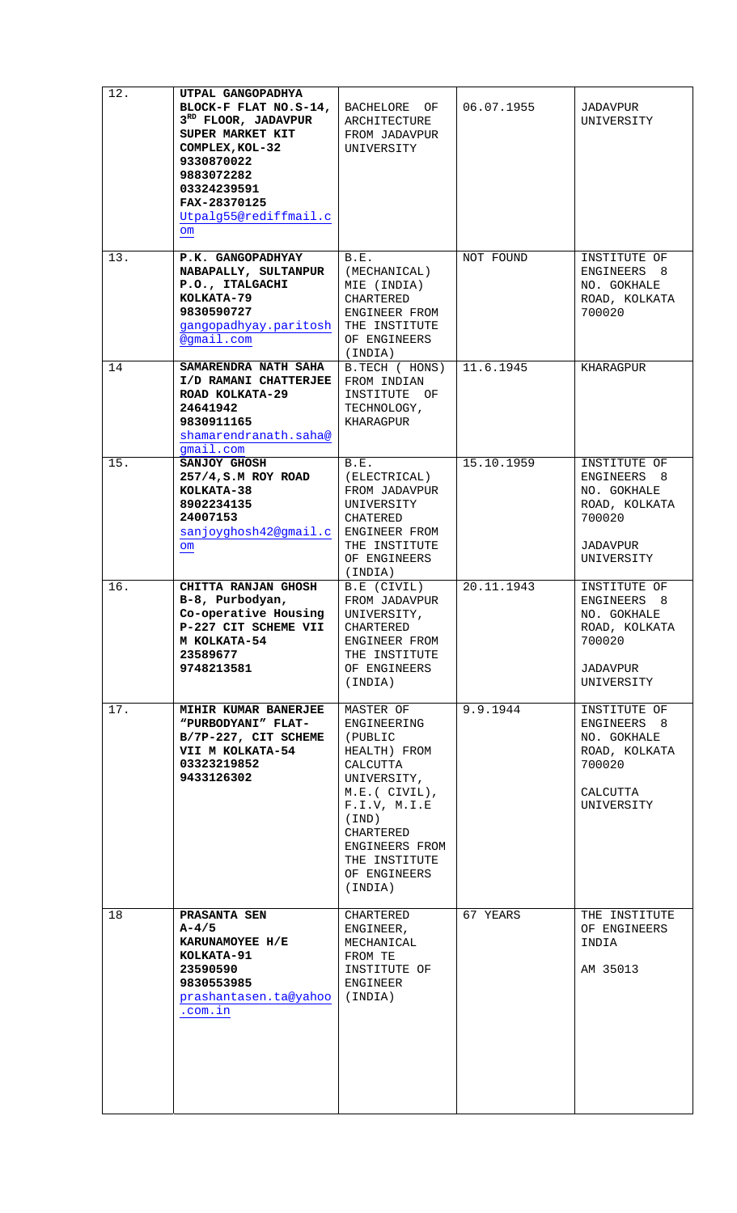| | | | | |
|---|---|---|---|---|
| 12. | **UTPAL GANGOPADHYA**<br>**BLOCK-F FLAT NO.S-14, 3RD FLOOR, JADAVPUR SUPER MARKET KIT COMPLEX, KOL-32**<br>**9330870022**<br>**9883072282**<br>**03324239591**<br>**FAX-28370125**<br>Utpalg55@rediffmail.com | BACHELORE OF ARCHITECTURE FROM JADAVPUR UNIVERSITY | 06.07.1955 | JADAVPUR UNIVERSITY |
| 13. | **P.K. GANGOPADHYAY**<br>**NABAPALLY, SULTANPUR P.O., ITALGACHI KOLKATA-79**<br>**9830590727**<br>gangopadhyay.paritosh@gmail.com | B.E. (MECHANICAL) MIE (INDIA) CHARTERED ENGINEER FROM THE INSTITUTE OF ENGINEERS (INDIA) | NOT FOUND | INSTITUTE OF ENGINEERS 8 NO. GOKHALE ROAD, KOLKATA 700020 |
| 14 | **SAMARENDRA NATH SAHA**<br>**I/D RAMANI CHATTERJEE ROAD KOLKATA-29**<br>**24641942**<br>**9830911165**<br>shamarendranath.saha@gmail.com | B.TECH ( HONS) FROM INDIAN INSTITUTE OF TECHNOLOGY, KHARAGPUR | 11.6.1945 | KHARAGPUR |
| 15. | **SANJOY GHOSH**<br>**257/4,S.M ROY ROAD KOLKATA-38**<br>**8902234135**<br>**24007153**<br>sanjoyghosh42@gmail.com | B.E. (ELECTRICAL) FROM JADAVPUR UNIVERSITY CHATERED ENGINEER FROM THE INSTITUTE OF ENGINEERS (INDIA) | 15.10.1959 | INSTITUTE OF ENGINEERS 8 NO. GOKHALE ROAD, KOLKATA 700020<br><br>JADAVPUR UNIVERSITY |
| 16. | **CHITTA RANJAN GHOSH**<br>**B-8, Purbodyan, Co-operative Housing P-227 CIT SCHEME VII M KOLKATA-54**<br>**23589677**<br>**9748213581** | B.E (CIVIL) FROM JADAVPUR UNIVERSITY, CHARTERED ENGINEER FROM THE INSTITUTE OF ENGINEERS (INDIA) | 20.11.1943 | INSTITUTE OF ENGINEERS 8 NO. GOKHALE ROAD, KOLKATA 700020<br><br>JADAVPUR UNIVERSITY |
| 17. | **MIHIR KUMAR BANERJEE**<br>**"PURBODYANI" FLAT-B/7P-227, CIT SCHEME VII M KOLKATA-54**<br>**03323219852**<br>**9433126302** | MASTER OF ENGINEERING (PUBLIC HEALTH) FROM CALCUTTA UNIVERSITY, M.E.( CIVIL), F.I.V, M.I.E (IND) CHARTERED ENGINEERS FROM THE INSTITUTE OF ENGINEERS (INDIA) | 9.9.1944 | INSTITUTE OF ENGINEERS 8 NO. GOKHALE ROAD, KOLKATA 700020<br><br>CALCUTTA UNIVERSITY |
| 18 | **PRASANTA SEN**<br>**A-4/5**<br>**KARUNAMOYEE H/E**<br>**KOLKATA-91**<br>**23590590**<br>**9830553985**<br>prashantasen.ta@yahoo.com.in | CHARTERED ENGINEER, MECHANICAL FROM TE INSTITUTE OF ENGINEER (INDIA) | 67 YEARS | THE INSTITUTE OF ENGINEERS INDIA<br><br>AM 35013 |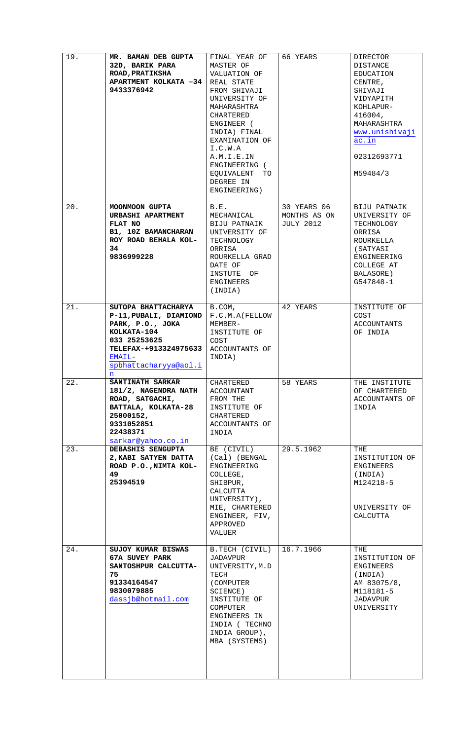| 19. | **MR. BAMAN DEB GUPTA 32D, BARIK PARA ROAD, PRATIKSHA APARTMENT KOLKATA –34 9433376942** | FINAL YEAR OF MASTER OF VALUATION OF REAL STATE FROM SHIVAJI UNIVERSITY OF MAHARASHTRA CHARTERED ENGINEER ( INDIA) FINAL EXAMINATION OF I.C.W.A A.M.I.E.IN ENGINEERING ( EQUIVALENT TO DEGREE IN ENGINEERING) | 66 YEARS | DIRECTOR DISTANCE EDUCATION CENTRE, SHIVAJI VIDYAPITH KOHLAPUR-416004, MAHARASHTRA www.unishivaji ac.in 02312693771 M59484/3 |
|---|---|---|---|---|
| 20. | **MOONMOON GUPTA URBASHI APARTMENT FLAT NO B1, 10Z BAMANCHARAN ROY ROAD BEHALA KOL-34 9836999228** | B.E. MECHANICAL BIJU PATNAIK UNIVERSITY OF TECHNOLOGY ORRISA ROURKELLA GRAD DATE OF INSTUTE OF ENGINEERS (INDIA) | 30 YEARS 06 MONTHS AS ON JULY 2012 | BIJU PATNAIK UNIVERSITY OF TECHNOLOGY ORRISA ROURKELLA (SATYASI ENGINEERING COLLEGE AT BALASORE) G547848-1 |
| 21. | **SUTOPA BHATTACHARYA P-11, PUBALI, DIAMIOND PARK, P.O., JOKA KOLKATA-104 033 25253625 TELEFAX-+913324975633** EMAIL- spbhattacharyya@aol.in | B.COM, F.C.M.A(FELLOW MEMBER- INSTITUTE OF COST ACCOUNTANTS OF INDIA) | 42 YEARS | INSTITUTE OF COST ACCOUNTANTS OF INDIA |
| 22. | **SANTINATH SARKAR 181/2, NAGENDRA NATH ROAD, SATGACHI, BATTALA, KOLKATA-28 25000152, 9331052851 22438371** sarkar@yahoo.co.in | CHARTERED ACCOUNTANT FROM THE INSTITUTE OF CHARTERED ACCOUNTANTS OF INDIA | 58 YEARS | THE INSTITUTE OF CHARTERED ACCOUNTANTS OF INDIA |
| 23. | **DEBASHIS SENGUPTA 2, KABI SATYEN DATTA ROAD P.O., NIMTA KOL-49 25394519** | BE (CIVIL) (Cal) (BENGAL ENGINEERING COLLEGE, SHIBPUR, CALCUTTA UNIVERSITY), MIE, CHARTERED ENGINEER, FIV, APPROVED VALUER | 29.5.1962 | THE INSTITUTION OF ENGINEERS (INDIA) M124218-5 UNIVERSITY OF CALCUTTA |
| 24. | **SUJOY KUMAR BISWAS 67A SUVEY PARK SANTOSHPUR CALCUTTA-75 91334164547 9830079885** dassjb@hotmail.com | B.TECH (CIVIL) JADAVPUR UNIVERSITY, M.D TECH (COMPUTER SCIENCE) INSTITUTE OF COMPUTER ENGINEERS IN INDIA ( TECHNO INDIA GROUP), MBA (SYSTEMS) | 16.7.1966 | THE INSTITUTION OF ENGINEERS (INDIA) AM 83075/8, M118181-5 JADAVPUR UNIVERSITY |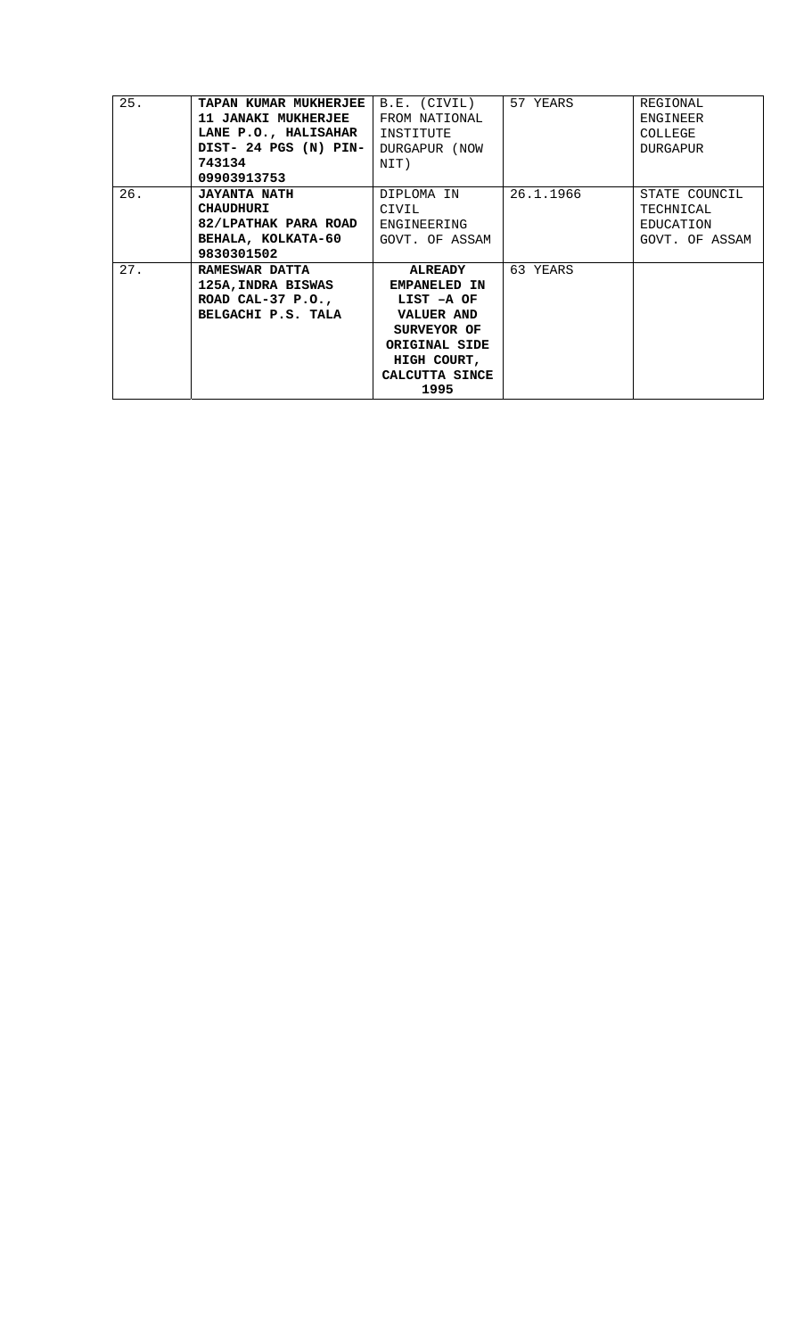| | | | | |
|---|---|---|---|---|
| 25. | **TAPAN KUMAR MUKHERJEE 11 JANAKI MUKHERJEE LANE P.O., HALISAHAR DIST- 24 PGS (N) PIN- 743134 09903913753** | B.E. (CIVIL) FROM NATIONAL INSTITUTE DURGAPUR (NOW NIT) | 57 YEARS | REGIONAL ENGINEER COLLEGE DURGAPUR |
| 26. | **JAYANTA NATH CHAUDHURI 82/LPATHAK PARA ROAD BEHALA, KOLKATA-60 9830301502** | DIPLOMA IN CIVIL ENGINEERING GOVT. OF ASSAM | 26.1.1966 | STATE COUNCIL TECHNICAL EDUCATION GOVT. OF ASSAM |
| 27. | **RAMESWAR DATTA 125A,INDRA BISWAS ROAD CAL-37 P.O., BELGACHI P.S. TALA** | **ALREADY EMPANELED IN LIST –A OF VALUER AND SURVEYOR OF ORIGINAL SIDE HIGH COURT, CALCUTTA SINCE 1995** | 63 YEARS | |